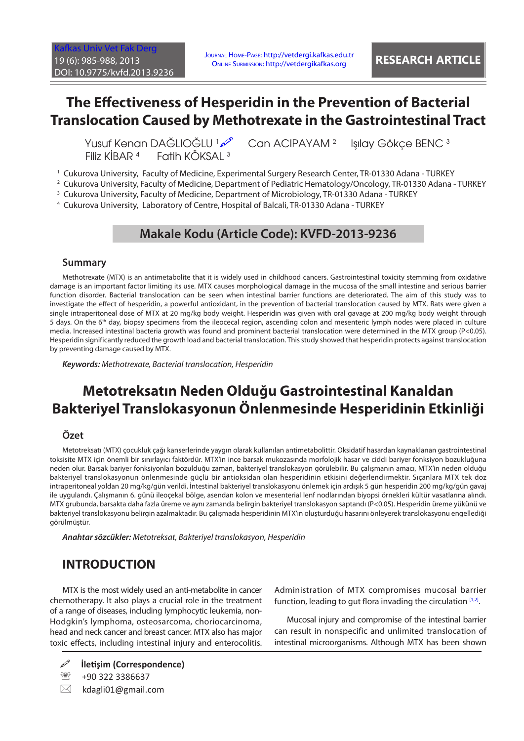Kafkas Univ Vet Fak Derg
19 (6): 985-988, 2013
DOI: 10.9775/kvfd.2013.9236

Journal Home-Page: http://vetdergi.kafkas.edu.tr
Online Submission: http://vetdergikafkas.org

**RESEARCH ARTICLE**

# The Effectiveness of Hesperidin in the Prevention of Bacterial Translocation Caused by Methotrexate in the Gastrointestinal Tract

Yusuf Kenan DAĞLIOĞLU [1] Can ACIPAYAM [2] Işılay Gökçe BENC [3] Filiz KİBAR [4] Fatih KÖKSAL [3]

[1] Cukurova University, Faculty of Medicine, Experimental Surgery Research Center, TR-01330 Adana - TURKEY
[2] Cukurova University, Faculty of Medicine, Department of Pediatric Hematology/Oncology, TR-01330 Adana - TURKEY
[3] Cukurova University, Faculty of Medicine, Department of Microbiology, TR-01330 Adana - TURKEY
[4] Cukurova University, Laboratory of Centre, Hospital of Balcali, TR-01330 Adana - TURKEY

**Makale Kodu (Article Code): KVFD-2013-9236**

## Summary

Methotrexate (MTX) is an antimetabolite that it is widely used in childhood cancers. Gastrointestinal toxicity stemming from oxidative damage is an important factor limiting its use. MTX causes morphological damage in the mucosa of the small intestine and serious barrier function disorder. Bacterial translocation can be seen when intestinal barrier functions are deteriorated. The aim of this study was to investigate the effect of hesperidin, a powerful antioxidant, in the prevention of bacterial translocation caused by MTX. Rats were given a single intraperitoneal dose of MTX at 20 mg/kg body weight. Hesperidin was given with oral gavage at 200 mg/kg body weight through 5 days. On the 6th day, biopsy specimens from the ileocecal region, ascending colon and mesenteric lymph nodes were placed in culture media. Increased intestinal bacteria growth was found and prominent bacterial translocation were determined in the MTX group ($P<0.05$). Hesperidin significantly reduced the growth load and bacterial translocation. This study showed that hesperidin protects against translocation by preventing damage caused by MTX.

***Keywords:*** *Methotrexate, Bacterial translocation, Hesperidin*

# Metotreksatın Neden Olduğu Gastrointestinal Kanaldan Bakteriyel Translokasyonun Önlenmesinde Hesperidinin Etkinliği

## Özet

Metotreksatı (MTX) çocukluk çağı kanserlerinde yaygın olarak kullanılan antimetabolittir. Oksidatif hasardan kaynaklanan gastrointestinal toksisite MTX için önemli bir sınırlayıcı faktördür. MTX'in ince barsak mukozasında morfolojik hasar ve ciddi bariyer fonksiyon bozukluğuna neden olur. Barsak bariyer fonksiyonları bozulduğu zaman, bakteriyel translokasyon görülebilir. Bu çalışmanın amacı, MTX'in neden olduğu bakteriyel translokasyonun önlenmesinde güçlü bir antioksidan olan hesperidinin etkisini değerlendirmektir. Sıçanlara MTX tek doz intraperitoneal yoldan 20 mg/kg/gün verildi. İntestinal bakteriyel translokasyonu önlemek için ardışık 5 gün hesperidin 200 mg/kg/gün gavaj ile uygulandı. Çalışmanın 6. günü ileoçekal bölge, asendan kolon ve mesenterial lenf nodlarından biyopsi örnekleri kültür vasatlarına alındı. MTX grubunda, barsakta daha fazla üreme ve aynı zamanda belirgin bakteriyel translokasyon saptandı ($P<0.05$). Hesperidin üreme yükünü ve bakteriyel translokasyonu belirgin azalmaktadır. Bu çalışmada hesperidinin MTX'ın oluşturduğu hasarını önleyerek translokasyonu engellediği görülmüştür.

***Anahtar sözcükler:*** *Metotreksat, Bakteriyel translokasyon, Hesperidin*

## INTRODUCTION

MTX is the most widely used an anti-metabolite in cancer chemotherapy. It also plays a crucial role in the treatment of a range of diseases, including lymphocytic leukemia, non-Hodgkin's lymphoma, osteosarcoma, choriocarcinoma, head and neck cancer and breast cancer. MTX also has major toxic effects, including intestinal injury and enterocolitis. Administration of MTX compromises mucosal barrier function, leading to gut flora invading the circulation [1,2].

Mucosal injury and compromise of the intestinal barrier can result in nonspecific and unlimited translocation of intestinal microorganisms. Although MTX has been shown

**İletişim (Correspondence)**

+90 322 3386637

kdagli01@gmail.com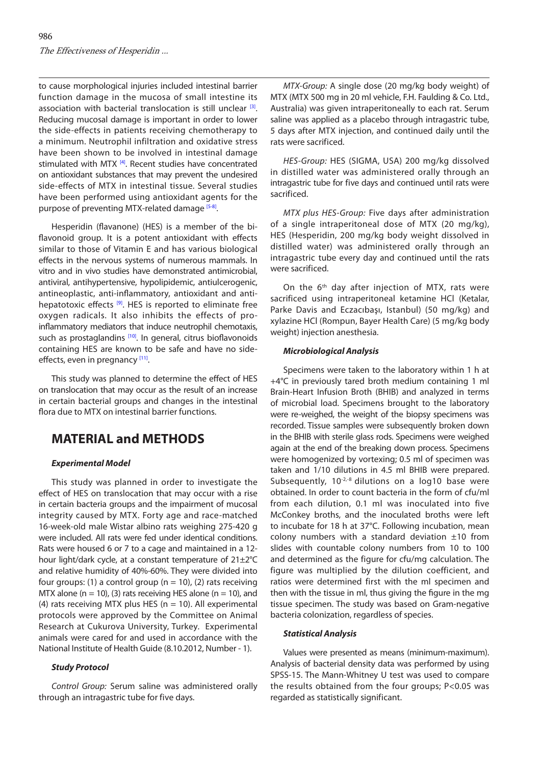to cause morphological injuries included intestinal barrier function damage in the mucosa of small intestine its association with bacterial translocation is still unclear [3]. Reducing mucosal damage is important in order to lower the side-effects in patients receiving chemotherapy to a minimum. Neutrophil infiltration and oxidative stress have been shown to be involved in intestinal damage stimulated with MTX [4]. Recent studies have concentrated on antioxidant substances that may prevent the undesired side-effects of MTX in intestinal tissue. Several studies have been performed using antioxidant agents for the purpose of preventing MTX-related damage [5-8].

Hesperidin (flavanone) (HES) is a member of the bi-flavonoid group. It is a potent antioxidant with effects similar to those of Vitamin E and has various biological effects in the nervous systems of numerous mammals. In vitro and in vivo studies have demonstrated antimicrobial, antiviral, antihypertensive, hypolipidemic, antiulcerogenic, antineoplastic, anti-inflammatory, antioxidant and anti-hepatotoxic effects [9]. HES is reported to eliminate free oxygen radicals. It also inhibits the effects of pro-inflammatory mediators that induce neutrophil chemotaxis, such as prostaglandins [10]. In general, citrus bioflavonoids containing HES are known to be safe and have no side-effects, even in pregnancy [11].

This study was planned to determine the effect of HES on translocation that may occur as the result of an increase in certain bacterial groups and changes in the intestinal flora due to MTX on intestinal barrier functions.

## MATERIAL and METHODS

### Experimental Model

This study was planned in order to investigate the effect of HES on translocation that may occur with a rise in certain bacteria groups and the impairment of mucosal integrity caused by MTX. Forty age and race-matched 16-week-old male Wistar albino rats weighing 275-420 g were included. All rats were fed under identical conditions. Rats were housed 6 or 7 to a cage and maintained in a 12-hour light/dark cycle, at a constant temperature of 21±2°C and relative humidity of 40%-60%. They were divided into four groups: (1) a control group (n = 10), (2) rats receiving MTX alone (n = 10), (3) rats receiving HES alone (n = 10), and (4) rats receiving MTX plus HES (n = 10). All experimental protocols were approved by the Committee on Animal Research at Cukurova University, Turkey. Experimental animals were cared for and used in accordance with the National Institute of Health Guide (8.10.2012, Number - 1).

### Study Protocol

*Control Group:* Serum saline was administered orally through an intragastric tube for five days.

*MTX-Group:* A single dose (20 mg/kg body weight) of MTX (MTX 500 mg in 20 ml vehicle, F.H. Faulding & Co. Ltd., Australia) was given intraperitoneally to each rat. Serum saline was applied as a placebo through intragastric tube, 5 days after MTX injection, and continued daily until the rats were sacrificed.

*HES-Group:* HES (SIGMA, USA) 200 mg/kg dissolved in distilled water was administered orally through an intragastric tube for five days and continued until rats were sacrificed.

*MTX plus HES-Group:* Five days after administration of a single intraperitoneal dose of MTX (20 mg/kg), HES (Hesperidin, 200 mg/kg body weight dissolved in distilled water) was administered orally through an intragastric tube every day and continued until the rats were sacrificed.

On the 6th day after injection of MTX, rats were sacrificed using intraperitoneal ketamine HCl (Ketalar, Parke Davis and Eczacıbaşı, Istanbul) (50 mg/kg) and xylazine HCl (Rompun, Bayer Health Care) (5 mg/kg body weight) injection anesthesia.

### Microbiological Analysis

Specimens were taken to the laboratory within 1 h at +4°C in previously tared broth medium containing 1 ml Brain-Heart Infusion Broth (BHIB) and analyzed in terms of microbial load. Specimens brought to the laboratory were re-weighed, the weight of the biopsy specimens was recorded. Tissue samples were subsequently broken down in the BHIB with sterile glass rods. Specimens were weighed again at the end of the breaking down process. Specimens were homogenized by vortexing; 0.5 ml of specimen was taken and 1/10 dilutions in 4.5 ml BHIB were prepared. Subsequently, $10^{-2,-8}$ dilutions on a log10 base were obtained. In order to count bacteria in the form of cfu/ml from each dilution, 0.1 ml was inoculated into five McConkey broths, and the inoculated broths were left to incubate for 18 h at 37°C. Following incubation, mean colony numbers with a standard deviation ±10 from slides with countable colony numbers from 10 to 100 and determined as the figure for cfu/mg calculation. The figure was multiplied by the dilution coefficient, and ratios were determined first with the ml specimen and then with the tissue in ml, thus giving the figure in the mg tissue specimen. The study was based on Gram-negative bacteria colonization, regardless of species.

### Statistical Analysis

Values were presented as means (minimum-maximum). Analysis of bacterial density data was performed by using SPSS-15. The Mann-Whitney U test was used to compare the results obtained from the four groups; $P<0.05$ was regarded as statistically significant.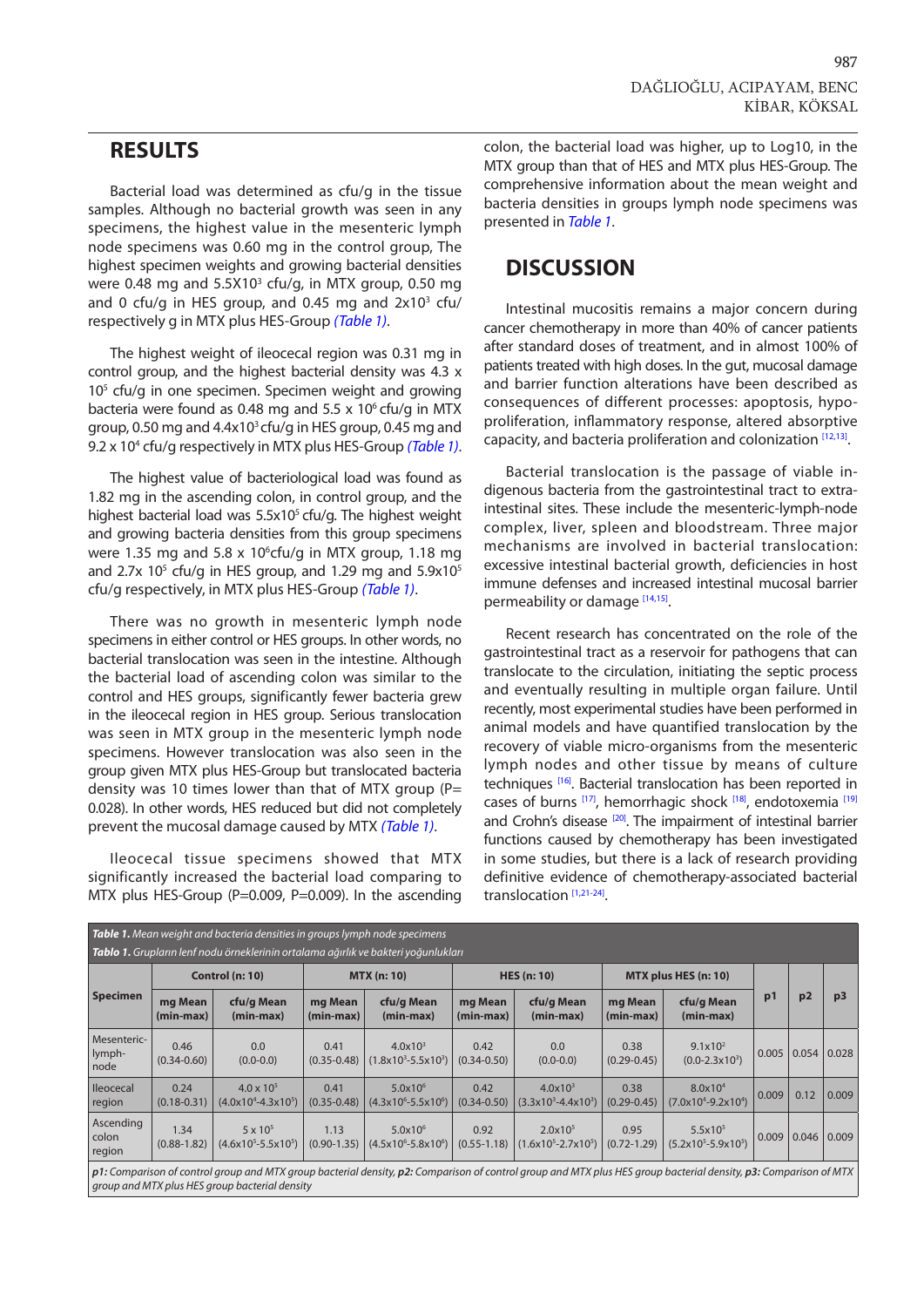## RESULTS

Bacterial load was determined as cfu/g in the tissue samples. Although no bacterial growth was seen in any specimens, the highest value in the mesenteric lymph node specimens was 0.60 mg in the control group, The highest specimen weights and growing bacterial densities were 0.48 mg and $5.5X10^3$ cfu/g, in MTX group, 0.50 mg and 0 cfu/g in HES group, and 0.45 mg and $2x10^3$ cfu/ respectively g in MTX plus HES-Group *(Table 1)*.

The highest weight of ileocecal region was 0.31 mg in control group, and the highest bacterial density was 4.3 x $10^5$ cfu/g in one specimen. Specimen weight and growing bacteria were found as 0.48 mg and 5.5 x $10^6$ cfu/g in MTX group, 0.50 mg and $4.4x10^3$ cfu/g in HES group, 0.45 mg and 9.2 x $10^4$ cfu/g respectively in MTX plus HES-Group *(Table 1)*.

The highest value of bacteriological load was found as 1.82 mg in the ascending colon, in control group, and the highest bacterial load was $5.5x10^5$ cfu/g. The highest weight and growing bacteria densities from this group specimens were 1.35 mg and 5.8 x $10^6$cfu/g in MTX group, 1.18 mg and 2.7x $10^5$ cfu/g in HES group, and 1.29 mg and $5.9x10^5$ cfu/g respectively, in MTX plus HES-Group *(Table 1)*.

There was no growth in mesenteric lymph node specimens in either control or HES groups. In other words, no bacterial translocation was seen in the intestine. Although the bacterial load of ascending colon was similar to the control and HES groups, significantly fewer bacteria grew in the ileocecal region in HES group. Serious translocation was seen in MTX group in the mesenteric lymph node specimens. However translocation was also seen in the group given MTX plus HES-Group but translocated bacteria density was 10 times lower than that of MTX group (P= 0.028). In other words, HES reduced but did not completely prevent the mucosal damage caused by MTX *(Table 1)*.

Ileocecal tissue specimens showed that MTX significantly increased the bacterial load comparing to MTX plus HES-Group (P=0.009, P=0.009). In the ascending colon, the bacterial load was higher, up to Log10, in the MTX group than that of HES and MTX plus HES-Group. The comprehensive information about the mean weight and bacteria densities in groups lymph node specimens was presented in Table 1.

## DISCUSSION

Intestinal mucositis remains a major concern during cancer chemotherapy in more than 40% of cancer patients after standard doses of treatment, and in almost 100% of patients treated with high doses. In the gut, mucosal damage and barrier function alterations have been described as consequences of different processes: apoptosis, hypo-proliferation, inflammatory response, altered absorptive capacity, and bacteria proliferation and colonization [12,13].

Bacterial translocation is the passage of viable indigenous bacteria from the gastrointestinal tract to extra-intestinal sites. These include the mesenteric-lymph-node complex, liver, spleen and bloodstream. Three major mechanisms are involved in bacterial translocation: excessive intestinal bacterial growth, deficiencies in host immune defenses and increased intestinal mucosal barrier permeability or damage [14,15].

Recent research has concentrated on the role of the gastrointestinal tract as a reservoir for pathogens that can translocate to the circulation, initiating the septic process and eventually resulting in multiple organ failure. Until recently, most experimental studies have been performed in animal models and have quantified translocation by the recovery of viable micro-organisms from the mesenteric lymph nodes and other tissue by means of culture techniques [16]. Bacterial translocation has been reported in cases of burns [17], hemorrhagic shock [18], endotoxemia [19] and Crohn's disease [20]. The impairment of intestinal barrier functions caused by chemotherapy has been investigated in some studies, but there is a lack of research providing definitive evidence of chemotherapy-associated bacterial translocation [1,21-24].

***Table 1.*** *Mean weight and bacteria densities in groups lymph node specimens*
***Tablo 1.*** *Grupların lenf nodu örneklerinin ortalama ağırlık ve bakteri yoğunlukları*

| Specimen | Control (n: 10) | | MTX (n: 10) | | HES (n: 10) | | MTX plus HES (n: 10) | | p1 | p2 | p3 |
|---|---|---|---|---|---|---|---|---|---|---|---|
| | mg Mean (min-max) | cfu/g Mean (min-max) | mg Mean (min-max) | cfu/g Mean (min-max) | mg Mean (min-max) | cfu/g Mean (min-max) | mg Mean (min-max) | cfu/g Mean (min-max) | | | |
| Mesenteric-lymph-node | 0.46 (0.34-0.60) | 0.0 (0.0-0.0) | 0.41 (0.35-0.48) | $4.0x10^3$ ($1.8x10^3$-$5.5x10^3$) | 0.42 (0.34-0.50) | 0.0 (0.0-0.0) | 0.38 (0.29-0.45) | $9.1x10^2$ (0.0-$2.3x10^3$) | 0.005 | 0.054 | 0.028 |
| Ileocecal region | 0.24 (0.18-0.31) | 4.0 x $10^5$ ($4.0x10^4$-$4.3x10^5$) | 0.41 (0.35-0.48) | $5.0x10^6$ ($4.3x10^6$-$5.5x10^6$) | 0.42 (0.34-0.50) | $4.0x10^3$ ($3.3x10^3$-$4.4x10^3$) | 0.38 (0.29-0.45) | $8.0x10^4$ ($7.0x10^4$-$9.2x10^4$) | 0.009 | 0.12 | 0.009 |
| Ascending colon region | 1.34 (0.88-1.82) | 5 x $10^5$ ($4.6x10^5$-$5.5x10^5$) | 1.13 (0.90-1.35) | $5.0x10^6$ ($4.5x10^6$-$5.8x10^6$) | 0.92 (0.55-1.18) | $2.0x10^5$ ($1.6x10^5$-$2.7x10^5$) | 0.95 (0.72-1.29) | $5.5x10^5$ ($5.2x10^5$-$5.9x10^5$) | 0.009 | 0.046 | 0.009 |

***p1:*** *Comparison of control group and MTX group bacterial density,* ***p2:*** *Comparison of control group and MTX plus HES group bacterial density,* ***p3:*** *Comparison of MTX group and MTX plus HES group bacterial density*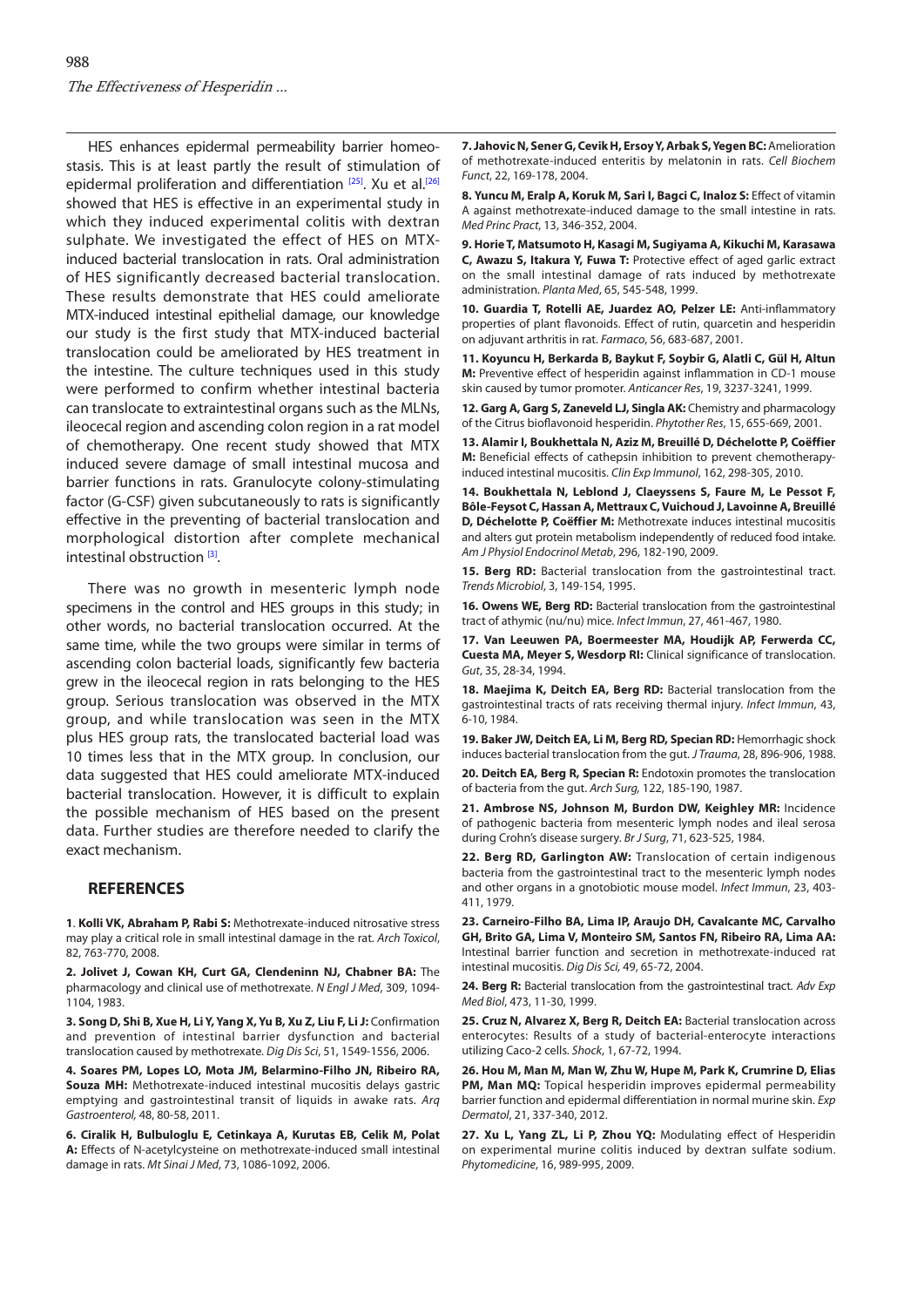HES enhances epidermal permeability barrier homeostasis. This is at least partly the result of stimulation of epidermal proliferation and differentiation [25]. Xu et al.[26] showed that HES is effective in an experimental study in which they induced experimental colitis with dextran sulphate. We investigated the effect of HES on MTX-induced bacterial translocation in rats. Oral administration of HES significantly decreased bacterial translocation. These results demonstrate that HES could ameliorate MTX-induced intestinal epithelial damage, our knowledge our study is the first study that MTX-induced bacterial translocation could be ameliorated by HES treatment in the intestine. The culture techniques used in this study were performed to confirm whether intestinal bacteria can translocate to extraintestinal organs such as the MLNs, ileocecal region and ascending colon region in a rat model of chemotherapy. One recent study showed that MTX induced severe damage of small intestinal mucosa and barrier functions in rats. Granulocyte colony-stimulating factor (G-CSF) given subcutaneously to rats is significantly effective in the preventing of bacterial translocation and morphological distortion after complete mechanical intestinal obstruction [3].

There was no growth in mesenteric lymph node specimens in the control and HES groups in this study; in other words, no bacterial translocation occurred. At the same time, while the two groups were similar in terms of ascending colon bacterial loads, significantly few bacteria grew in the ileocecal region in rats belonging to the HES group. Serious translocation was observed in the MTX group, and while translocation was seen in the MTX plus HES group rats, the translocated bacterial load was 10 times less that in the MTX group. In conclusion, our data suggested that HES could ameliorate MTX-induced bacterial translocation. However, it is difficult to explain the possible mechanism of HES based on the present data. Further studies are therefore needed to clarify the exact mechanism.

## REFERENCES

**1**. **Kolli VK, Abraham P, Rabi S:** Methotrexate-induced nitrosative stress may play a critical role in small intestinal damage in the rat. *Arch Toxicol*, 82, 763-770, 2008.

**2. Jolivet J, Cowan KH, Curt GA, Clendeninn NJ, Chabner BA:** The pharmacology and clinical use of methotrexate. *N Engl J Med*, 309, 1094-1104, 1983.

**3. Song D, Shi B, Xue H, Li Y, Yang X, Yu B, Xu Z, Liu F, Li J:** Confirmation and prevention of intestinal barrier dysfunction and bacterial translocation caused by methotrexate. *Dig Dis Sci*, 51, 1549-1556, 2006.

**4. Soares PM, Lopes LO, Mota JM, Belarmino-Filho JN, Ribeiro RA, Souza MH:** Methotrexate-induced intestinal mucositis delays gastric emptying and gastrointestinal transit of liquids in awake rats. *Arq Gastroenterol,* 48, 80-58, 2011.

**6. Ciralik H, Bulbuloglu E, Cetinkaya A, Kurutas EB, Celik M, Polat A:** Effects of N-acetylcysteine on methotrexate-induced small intestinal damage in rats. *Mt Sinai J Med*, 73, 1086-1092, 2006.

**7. Jahovic N, Sener G, Cevik H, Ersoy Y, Arbak S, Yegen BC:** Amelioration of methotrexate-induced enteritis by melatonin in rats. *Cell Biochem Funct*, 22, 169-178, 2004.

**8. Yuncu M, Eralp A, Koruk M, Sari I, Bagci C, Inaloz S:** Effect of vitamin A against methotrexate-induced damage to the small intestine in rats. *Med Princ Pract*, 13, 346-352, 2004.

**9. Horie T, Matsumoto H, Kasagi M, Sugiyama A, Kikuchi M, Karasawa C, Awazu S, Itakura Y, Fuwa T:** Protective effect of aged garlic extract on the small intestinal damage of rats induced by methotrexate administration. *Planta Med*, 65, 545-548, 1999.

**10. Guardia T, Rotelli AE, Juardez AO, Pelzer LE:** Anti-inflammatory properties of plant flavonoids. Effect of rutin, quarcetin and hesperidin on adjuvant arthritis in rat. *Farmaco*, 56, 683-687, 2001.

**11. Koyuncu H, Berkarda B, Baykut F, Soybir G, Alatli C, Gül H, Altun M:** Preventive effect of hesperidin against inflammation in CD-1 mouse skin caused by tumor promoter. *Anticancer Res*, 19, 3237-3241, 1999.

**12. Garg A, Garg S, Zaneveld LJ, Singla AK:** Chemistry and pharmacology of the Citrus bioflavonoid hesperidin. *Phytother Res*, 15, 655-669, 2001.

**13. Alamir I, Boukhettala N, Aziz M, Breuillé D, Déchelotte P, Coëffier M:** Beneficial effects of cathepsin inhibition to prevent chemotherapy-induced intestinal mucositis. *Clin Exp Immunol*, 162, 298-305, 2010.

**14. Boukhettala N, Leblond J, Claeyssens S, Faure M, Le Pessot F, Bôle-Feysot C, Hassan A, Mettraux C, Vuichoud J, Lavoinne A, Breuillé D, Déchelotte P, Coëffier M:** Methotrexate induces intestinal mucositis and alters gut protein metabolism independently of reduced food intake. *Am J Physiol Endocrinol Metab*, 296, 182-190, 2009.

**15. Berg RD:** Bacterial translocation from the gastrointestinal tract. *Trends Microbiol*, 3, 149-154, 1995.

**16. Owens WE, Berg RD:** Bacterial translocation from the gastrointestinal tract of athymic (nu/nu) mice. *Infect Immun*, 27, 461-467, 1980.

**17. Van Leeuwen PA, Boermeester MA, Houdijk AP, Ferwerda CC, Cuesta MA, Meyer S, Wesdorp RI:** Clinical significance of translocation. *Gut*, 35, 28-34, 1994.

**18. Maejima K, Deitch EA, Berg RD:** Bacterial translocation from the gastrointestinal tracts of rats receiving thermal injury. *Infect Immun*, 43, 6-10, 1984.

**19. Baker JW, Deitch EA, Li M, Berg RD, Specian RD:** Hemorrhagic shock induces bacterial translocation from the gut. *J Trauma*, 28, 896-906, 1988.

**20. Deitch EA, Berg R, Specian R:** Endotoxin promotes the translocation of bacteria from the gut. *Arch Surg,* 122, 185-190, 1987.

**21. Ambrose NS, Johnson M, Burdon DW, Keighley MR:** Incidence of pathogenic bacteria from mesenteric lymph nodes and ileal serosa during Crohn's disease surgery. *Br J Surg*, 71, 623-525, 1984.

**22. Berg RD, Garlington AW:** Translocation of certain indigenous bacteria from the gastrointestinal tract to the mesenteric lymph nodes and other organs in a gnotobiotic mouse model. *Infect Immun*, 23, 403-411, 1979.

**23. Carneiro-Filho BA, Lima IP, Araujo DH, Cavalcante MC, Carvalho GH, Brito GA, Lima V, Monteiro SM, Santos FN, Ribeiro RA, Lima AA:** Intestinal barrier function and secretion in methotrexate-induced rat intestinal mucositis. *Dig Dis Sci,* 49, 65-72, 2004.

**24. Berg R:** Bacterial translocation from the gastrointestinal tract. *Adv Exp Med Biol*, 473, 11-30, 1999.

**25. Cruz N, Alvarez X, Berg R, Deitch EA:** Bacterial translocation across enterocytes: Results of a study of bacterial-enterocyte interactions utilizing Caco-2 cells. *Shock*, 1, 67-72, 1994.

**26. Hou M, Man M, Man W, Zhu W, Hupe M, Park K, Crumrine D, Elias PM, Man MQ:** Topical hesperidin improves epidermal permeability barrier function and epidermal differentiation in normal murine skin. *Exp Dermatol*, 21, 337-340, 2012.

**27. Xu L, Yang ZL, Li P, Zhou YQ:** Modulating effect of Hesperidin on experimental murine colitis induced by dextran sulfate sodium. *Phytomedicine*, 16, 989-995, 2009.